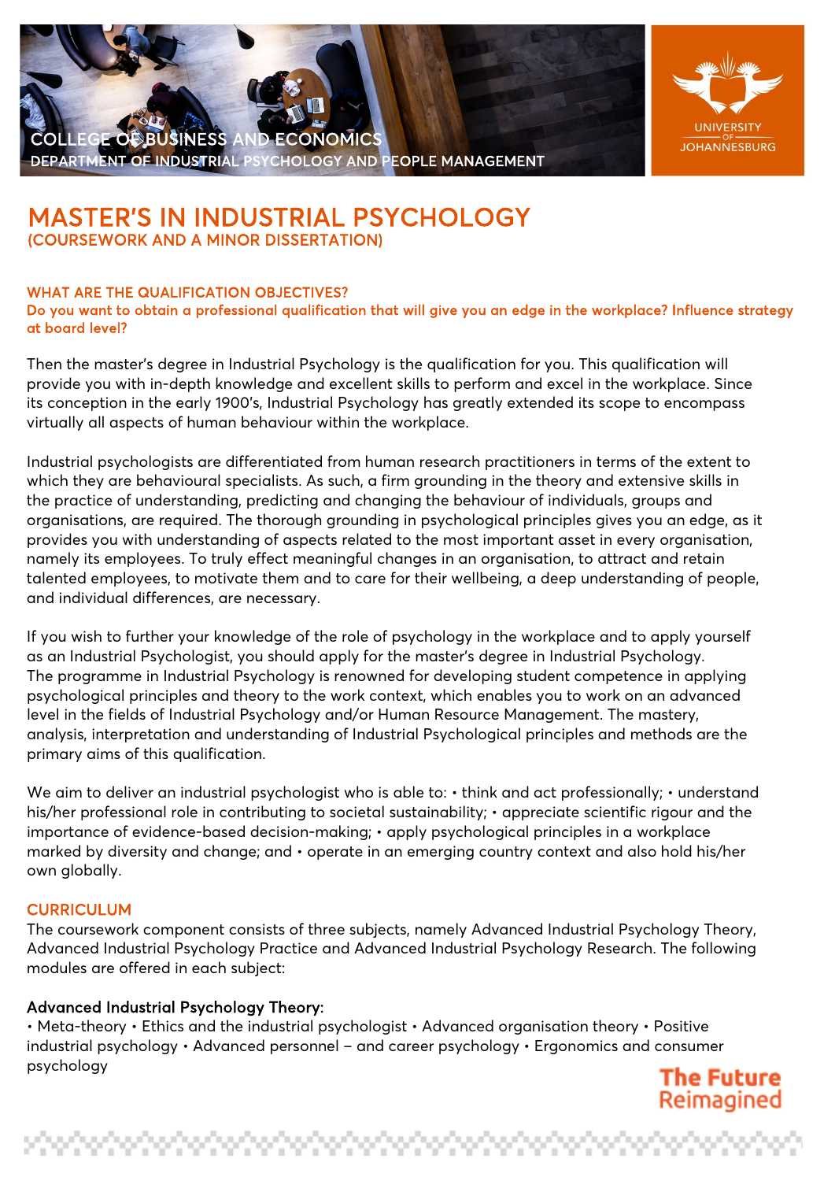COLLEGE OF BUSINESS AND ECONOMICS
DEPARTMENT OF INDUSTRIAL PSYCHOLOGY AND PEOPLE MANAGEMENT

# MASTER'S IN INDUSTRIAL PSYCHOLOGY
## (COURSEWORK AND A MINOR DISSERTATION)

### WHAT ARE THE QUALIFICATION OBJECTIVES?

**Do you want to obtain a professional qualification that will give you an edge in the workplace? Influence strategy at board level?**

Then the master's degree in Industrial Psychology is the qualification for you. This qualification will provide you with in-depth knowledge and excellent skills to perform and excel in the workplace. Since its conception in the early 1900's, Industrial Psychology has greatly extended its scope to encompass virtually all aspects of human behaviour within the workplace.

Industrial psychologists are differentiated from human research practitioners in terms of the extent to which they are behavioural specialists. As such, a firm grounding in the theory and extensive skills in the practice of understanding, predicting and changing the behaviour of individuals, groups and organisations, are required. The thorough grounding in psychological principles gives you an edge, as it provides you with understanding of aspects related to the most important asset in every organisation, namely its employees. To truly effect meaningful changes in an organisation, to attract and retain talented employees, to motivate them and to care for their wellbeing, a deep understanding of people, and individual differences, are necessary.

If you wish to further your knowledge of the role of psychology in the workplace and to apply yourself as an Industrial Psychologist, you should apply for the master's degree in Industrial Psychology. The programme in Industrial Psychology is renowned for developing student competence in applying psychological principles and theory to the work context, which enables you to work on an advanced level in the fields of Industrial Psychology and/or Human Resource Management. The mastery, analysis, interpretation and understanding of Industrial Psychological principles and methods are the primary aims of this qualification.

We aim to deliver an industrial psychologist who is able to: • think and act professionally; • understand his/her professional role in contributing to societal sustainability; • appreciate scientific rigour and the importance of evidence-based decision-making; • apply psychological principles in a workplace marked by diversity and change; and • operate in an emerging country context and also hold his/her own globally.

### CURRICULUM

The coursework component consists of three subjects, namely Advanced Industrial Psychology Theory, Advanced Industrial Psychology Practice and Advanced Industrial Psychology Research. The following modules are offered in each subject:

#### Advanced Industrial Psychology Theory:

• Meta-theory • Ethics and the industrial psychologist • Advanced organisation theory • Positive industrial psychology • Advanced personnel – and career psychology • Ergonomics and consumer psychology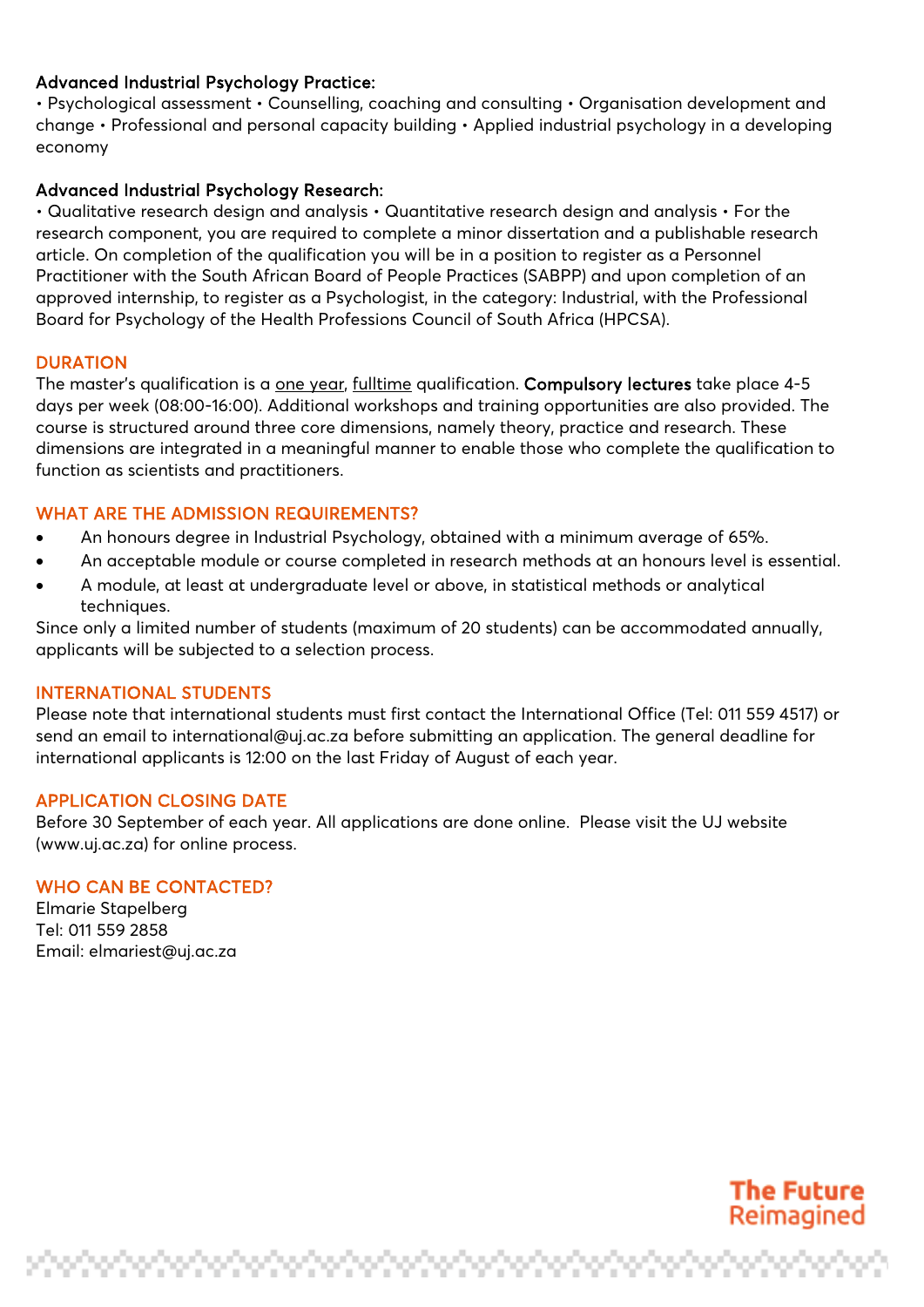**Advanced Industrial Psychology Practice:**

• Psychological assessment • Counselling, coaching and consulting • Organisation development and change • Professional and personal capacity building • Applied industrial psychology in a developing economy

**Advanced Industrial Psychology Research:**

• Qualitative research design and analysis • Quantitative research design and analysis • For the research component, you are required to complete a minor dissertation and a publishable research article. On completion of the qualification you will be in a position to register as a Personnel Practitioner with the South African Board of People Practices (SABPP) and upon completion of an approved internship, to register as a Psychologist, in the category: Industrial, with the Professional Board for Psychology of the Health Professions Council of South Africa (HPCSA).

## DURATION

The master's qualification is a one year, fulltime qualification. **Compulsory lectures** take place 4-5 days per week (08:00-16:00). Additional workshops and training opportunities are also provided. The course is structured around three core dimensions, namely theory, practice and research. These dimensions are integrated in a meaningful manner to enable those who complete the qualification to function as scientists and practitioners.

## WHAT ARE THE ADMISSION REQUIREMENTS?

- An honours degree in Industrial Psychology, obtained with a minimum average of 65%.
- An acceptable module or course completed in research methods at an honours level is essential.
- A module, at least at undergraduate level or above, in statistical methods or analytical techniques.

Since only a limited number of students (maximum of 20 students) can be accommodated annually, applicants will be subjected to a selection process.

## INTERNATIONAL STUDENTS

Please note that international students must first contact the International Office (Tel: 011 559 4517) or send an email to international@uj.ac.za before submitting an application. The general deadline for international applicants is 12:00 on the last Friday of August of each year.

## APPLICATION CLOSING DATE

Before 30 September of each year. All applications are done online. Please visit the UJ website (www.uj.ac.za) for online process.

## WHO CAN BE CONTACTED?

Elmarie Stapelberg
Tel: 011 559 2858
Email: elmariest@uj.ac.za

The Future
Reimagined